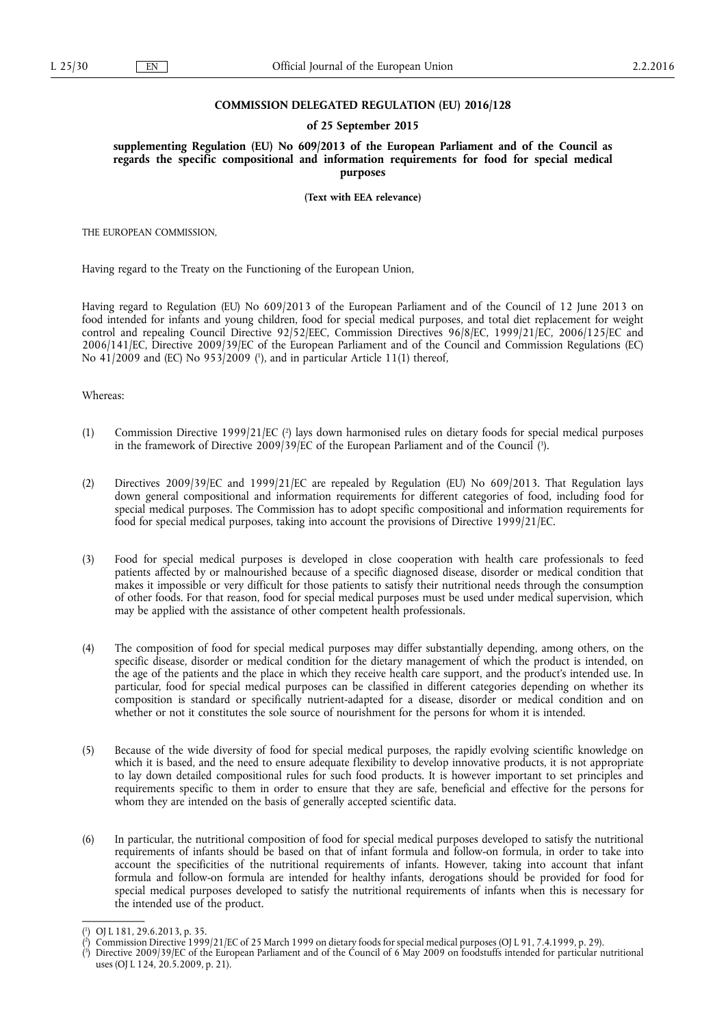**COMMISSION DELEGATED REGULATION (EU) 2016/128**

**of 25 September 2015**

**supplementing Regulation (EU) No 609/2013 of the European Parliament and of the Council as regards the specific compositional and information requirements for food for special medical purposes**

**(Text with EEA relevance)**

THE EUROPEAN COMMISSION,

Having regard to the Treaty on the Functioning of the European Union,

Having regard to Regulation (EU) No 609/2013 of the European Parliament and of the Council of 12 June 2013 on food intended for infants and young children, food for special medical purposes, and total diet replacement for weight control and repealing Council Directive 92/52/EEC, Commission Directives 96/8/EC, 1999/21/EC, 2006/125/EC and 2006/141/EC, Directive 2009/39/EC of the European Parliament and of the Council and Commission Regulations (EC) No 41/2009 and (EC) No 953/2009 ([1]), and in particular Article 11(1) thereof,

Whereas:

(1) Commission Directive 1999/21/EC ([2]) lays down harmonised rules on dietary foods for special medical purposes in the framework of Directive 2009/39/EC of the European Parliament and of the Council ([3]).

(2) Directives 2009/39/EC and 1999/21/EC are repealed by Regulation (EU) No 609/2013. That Regulation lays down general compositional and information requirements for different categories of food, including food for special medical purposes. The Commission has to adopt specific compositional and information requirements for food for special medical purposes, taking into account the provisions of Directive 1999/21/EC.

(3) Food for special medical purposes is developed in close cooperation with health care professionals to feed patients affected by or malnourished because of a specific diagnosed disease, disorder or medical condition that makes it impossible or very difficult for those patients to satisfy their nutritional needs through the consumption of other foods. For that reason, food for special medical purposes must be used under medical supervision, which may be applied with the assistance of other competent health professionals.

(4) The composition of food for special medical purposes may differ substantially depending, among others, on the specific disease, disorder or medical condition for the dietary management of which the product is intended, on the age of the patients and the place in which they receive health care support, and the product's intended use. In particular, food for special medical purposes can be classified in different categories depending on whether its composition is standard or specifically nutrient-adapted for a disease, disorder or medical condition and on whether or not it constitutes the sole source of nourishment for the persons for whom it is intended.

(5) Because of the wide diversity of food for special medical purposes, the rapidly evolving scientific knowledge on which it is based, and the need to ensure adequate flexibility to develop innovative products, it is not appropriate to lay down detailed compositional rules for such food products. It is however important to set principles and requirements specific to them in order to ensure that they are safe, beneficial and effective for the persons for whom they are intended on the basis of generally accepted scientific data.

(6) In particular, the nutritional composition of food for special medical purposes developed to satisfy the nutritional requirements of infants should be based on that of infant formula and follow-on formula, in order to take into account the specificities of the nutritional requirements of infants. However, taking into account that infant formula and follow-on formula are intended for healthy infants, derogations should be provided for food for special medical purposes developed to satisfy the nutritional requirements of infants when this is necessary for the intended use of the product.

---

([1]) OJ L 181, 29.6.2013, p. 35.

([2]) Commission Directive 1999/21/EC of 25 March 1999 on dietary foods for special medical purposes (OJ L 91, 7.4.1999, p. 29).

([3]) Directive 2009/39/EC of the European Parliament and of the Council of 6 May 2009 on foodstuffs intended for particular nutritional uses (OJ L 124, 20.5.2009, p. 21).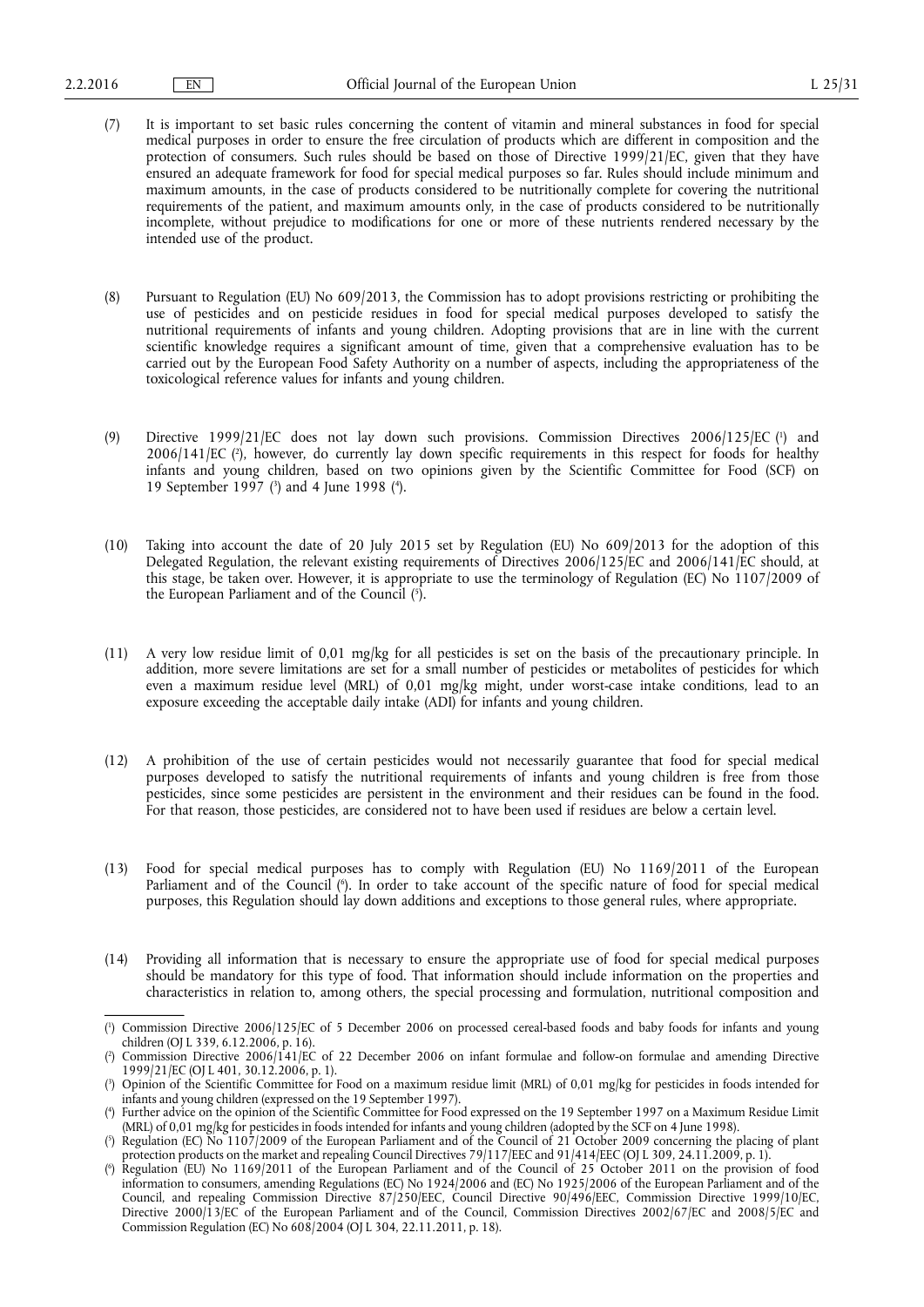(7) It is important to set basic rules concerning the content of vitamin and mineral substances in food for special medical purposes in order to ensure the free circulation of products which are different in composition and the protection of consumers. Such rules should be based on those of Directive 1999/21/EC, given that they have ensured an adequate framework for food for special medical purposes so far. Rules should include minimum and maximum amounts, in the case of products considered to be nutritionally complete for covering the nutritional requirements of the patient, and maximum amounts only, in the case of products considered to be nutritionally incomplete, without prejudice to modifications for one or more of these nutrients rendered necessary by the intended use of the product.

(8) Pursuant to Regulation (EU) No 609/2013, the Commission has to adopt provisions restricting or prohibiting the use of pesticides and on pesticide residues in food for special medical purposes developed to satisfy the nutritional requirements of infants and young children. Adopting provisions that are in line with the current scientific knowledge requires a significant amount of time, given that a comprehensive evaluation has to be carried out by the European Food Safety Authority on a number of aspects, including the appropriateness of the toxicological reference values for infants and young children.

(9) Directive 1999/21/EC does not lay down such provisions. Commission Directives 2006/125/EC [1] and 2006/141/EC [2], however, do currently lay down specific requirements in this respect for foods for healthy infants and young children, based on two opinions given by the Scientific Committee for Food (SCF) on 19 September 1997 [3] and 4 June 1998 [4].

(10) Taking into account the date of 20 July 2015 set by Regulation (EU) No 609/2013 for the adoption of this Delegated Regulation, the relevant existing requirements of Directives 2006/125/EC and 2006/141/EC should, at this stage, be taken over. However, it is appropriate to use the terminology of Regulation (EC) No 1107/2009 of the European Parliament and of the Council [5].

(11) A very low residue limit of 0,01 mg/kg for all pesticides is set on the basis of the precautionary principle. In addition, more severe limitations are set for a small number of pesticides or metabolites of pesticides for which even a maximum residue level (MRL) of 0,01 mg/kg might, under worst-case intake conditions, lead to an exposure exceeding the acceptable daily intake (ADI) for infants and young children.

(12) A prohibition of the use of certain pesticides would not necessarily guarantee that food for special medical purposes developed to satisfy the nutritional requirements of infants and young children is free from those pesticides, since some pesticides are persistent in the environment and their residues can be found in the food. For that reason, those pesticides, are considered not to have been used if residues are below a certain level.

(13) Food for special medical purposes has to comply with Regulation (EU) No 1169/2011 of the European Parliament and of the Council [6]. In order to take account of the specific nature of food for special medical purposes, this Regulation should lay down additions and exceptions to those general rules, where appropriate.

(14) Providing all information that is necessary to ensure the appropriate use of food for special medical purposes should be mandatory for this type of food. That information should include information on the properties and characteristics in relation to, among others, the special processing and formulation, nutritional composition and

---

[1] Commission Directive 2006/125/EC of 5 December 2006 on processed cereal-based foods and baby foods for infants and young children (OJ L 339, 6.12.2006, p. 16).

[2] Commission Directive 2006/141/EC of 22 December 2006 on infant formulae and follow-on formulae and amending Directive 1999/21/EC (OJ L 401, 30.12.2006, p. 1).

[3] Opinion of the Scientific Committee for Food on a maximum residue limit (MRL) of 0,01 mg/kg for pesticides in foods intended for infants and young children (expressed on the 19 September 1997).

[4] Further advice on the opinion of the Scientific Committee for Food expressed on the 19 September 1997 on a Maximum Residue Limit (MRL) of 0,01 mg/kg for pesticides in foods intended for infants and young children (adopted by the SCF on 4 June 1998).

[5] Regulation (EC) No 1107/2009 of the European Parliament and of the Council of 21 October 2009 concerning the placing of plant protection products on the market and repealing Council Directives 79/117/EEC and 91/414/EEC (OJ L 309, 24.11.2009, p. 1).

[6] Regulation (EU) No 1169/2011 of the European Parliament and of the Council of 25 October 2011 on the provision of food information to consumers, amending Regulations (EC) No 1924/2006 and (EC) No 1925/2006 of the European Parliament and of the Council, and repealing Commission Directive 87/250/EEC, Council Directive 90/496/EEC, Commission Directive 1999/10/EC, Directive 2000/13/EC of the European Parliament and of the Council, Commission Directives 2002/67/EC and 2008/5/EC and Commission Regulation (EC) No 608/2004 (OJ L 304, 22.11.2011, p. 18).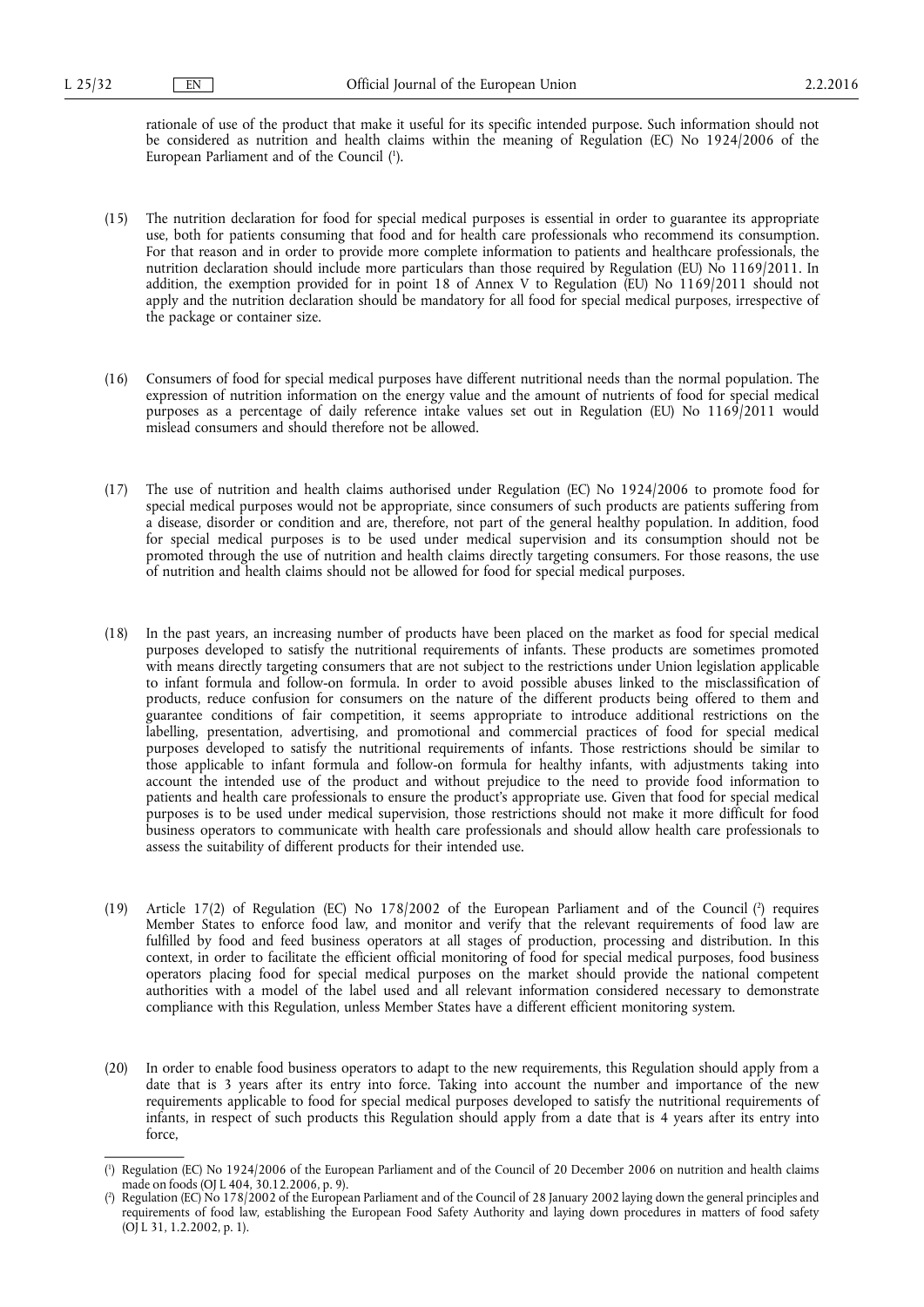rationale of use of the product that make it useful for its specific intended purpose. Such information should not be considered as nutrition and health claims within the meaning of Regulation (EC) No 1924/2006 of the European Parliament and of the Council [1].

(15) The nutrition declaration for food for special medical purposes is essential in order to guarantee its appropriate use, both for patients consuming that food and for health care professionals who recommend its consumption. For that reason and in order to provide more complete information to patients and healthcare professionals, the nutrition declaration should include more particulars than those required by Regulation (EU) No 1169/2011. In addition, the exemption provided for in point 18 of Annex V to Regulation (EU) No 1169/2011 should not apply and the nutrition declaration should be mandatory for all food for special medical purposes, irrespective of the package or container size.

(16) Consumers of food for special medical purposes have different nutritional needs than the normal population. The expression of nutrition information on the energy value and the amount of nutrients of food for special medical purposes as a percentage of daily reference intake values set out in Regulation (EU) No 1169/2011 would mislead consumers and should therefore not be allowed.

(17) The use of nutrition and health claims authorised under Regulation (EC) No 1924/2006 to promote food for special medical purposes would not be appropriate, since consumers of such products are patients suffering from a disease, disorder or condition and are, therefore, not part of the general healthy population. In addition, food for special medical purposes is to be used under medical supervision and its consumption should not be promoted through the use of nutrition and health claims directly targeting consumers. For those reasons, the use of nutrition and health claims should not be allowed for food for special medical purposes.

(18) In the past years, an increasing number of products have been placed on the market as food for special medical purposes developed to satisfy the nutritional requirements of infants. These products are sometimes promoted with means directly targeting consumers that are not subject to the restrictions under Union legislation applicable to infant formula and follow-on formula. In order to avoid possible abuses linked to the misclassification of products, reduce confusion for consumers on the nature of the different products being offered to them and guarantee conditions of fair competition, it seems appropriate to introduce additional restrictions on the labelling, presentation, advertising, and promotional and commercial practices of food for special medical purposes developed to satisfy the nutritional requirements of infants. Those restrictions should be similar to those applicable to infant formula and follow-on formula for healthy infants, with adjustments taking into account the intended use of the product and without prejudice to the need to provide food information to patients and health care professionals to ensure the product's appropriate use. Given that food for special medical purposes is to be used under medical supervision, those restrictions should not make it more difficult for food business operators to communicate with health care professionals and should allow health care professionals to assess the suitability of different products for their intended use.

(19) Article 17(2) of Regulation (EC) No 178/2002 of the European Parliament and of the Council [2] requires Member States to enforce food law, and monitor and verify that the relevant requirements of food law are fulfilled by food and feed business operators at all stages of production, processing and distribution. In this context, in order to facilitate the efficient official monitoring of food for special medical purposes, food business operators placing food for special medical purposes on the market should provide the national competent authorities with a model of the label used and all relevant information considered necessary to demonstrate compliance with this Regulation, unless Member States have a different efficient monitoring system.

(20) In order to enable food business operators to adapt to the new requirements, this Regulation should apply from a date that is 3 years after its entry into force. Taking into account the number and importance of the new requirements applicable to food for special medical purposes developed to satisfy the nutritional requirements of infants, in respect of such products this Regulation should apply from a date that is 4 years after its entry into force,

---

[1] Regulation (EC) No 1924/2006 of the European Parliament and of the Council of 20 December 2006 on nutrition and health claims made on foods (OJ L 404, 30.12.2006, p. 9).

[2] Regulation (EC) No 178/2002 of the European Parliament and of the Council of 28 January 2002 laying down the general principles and requirements of food law, establishing the European Food Safety Authority and laying down procedures in matters of food safety (OJ L 31, 1.2.2002, p. 1).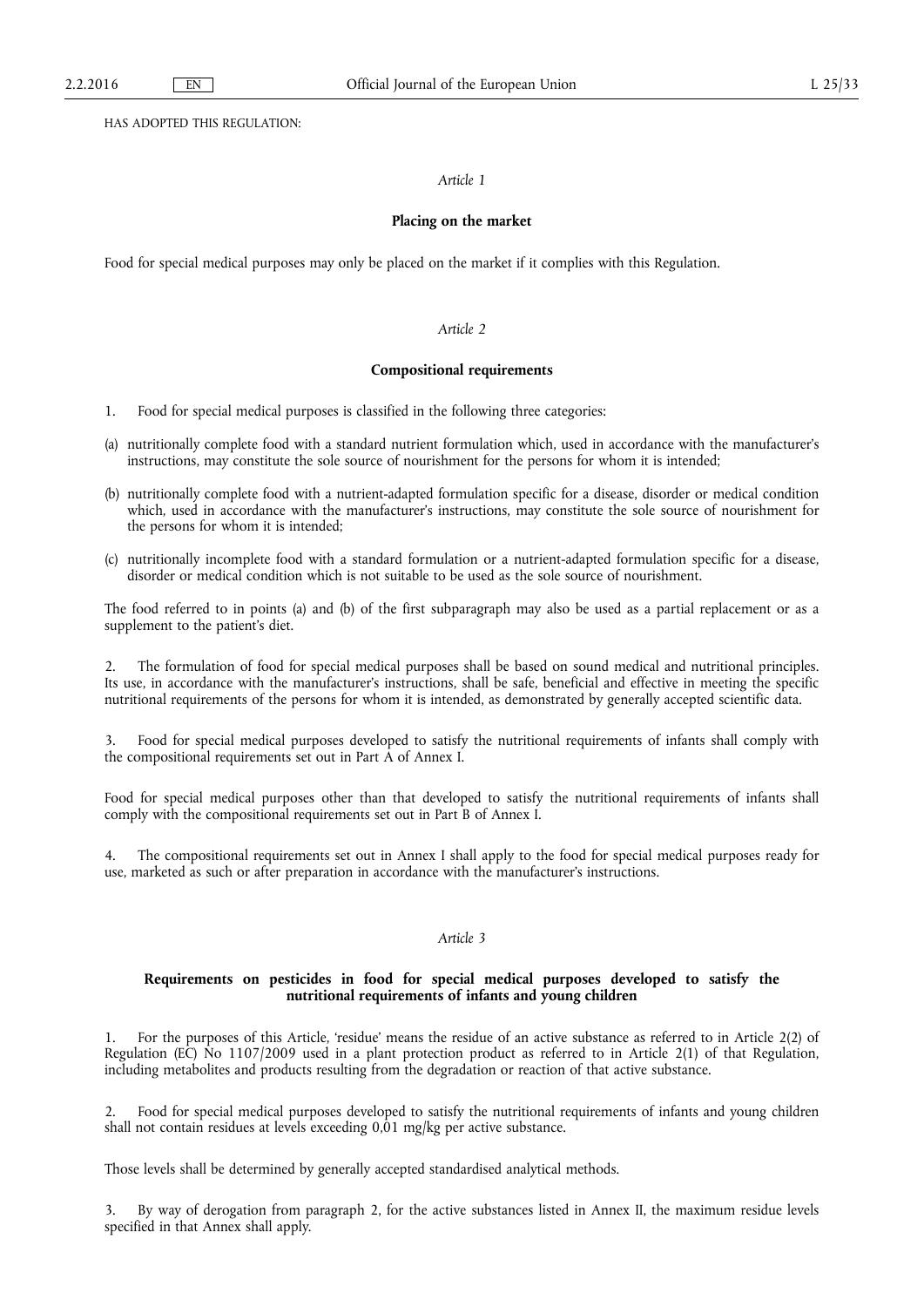HAS ADOPTED THIS REGULATION:

*Article 1*

**Placing on the market**

Food for special medical purposes may only be placed on the market if it complies with this Regulation.

*Article 2*

**Compositional requirements**

1. Food for special medical purposes is classified in the following three categories:

(a) nutritionally complete food with a standard nutrient formulation which, used in accordance with the manufacturer's instructions, may constitute the sole source of nourishment for the persons for whom it is intended;

(b) nutritionally complete food with a nutrient-adapted formulation specific for a disease, disorder or medical condition which, used in accordance with the manufacturer's instructions, may constitute the sole source of nourishment for the persons for whom it is intended;

(c) nutritionally incomplete food with a standard formulation or a nutrient-adapted formulation specific for a disease, disorder or medical condition which is not suitable to be used as the sole source of nourishment.

The food referred to in points (a) and (b) of the first subparagraph may also be used as a partial replacement or as a supplement to the patient's diet.

2. The formulation of food for special medical purposes shall be based on sound medical and nutritional principles. Its use, in accordance with the manufacturer's instructions, shall be safe, beneficial and effective in meeting the specific nutritional requirements of the persons for whom it is intended, as demonstrated by generally accepted scientific data.

3. Food for special medical purposes developed to satisfy the nutritional requirements of infants shall comply with the compositional requirements set out in Part A of Annex I.

Food for special medical purposes other than that developed to satisfy the nutritional requirements of infants shall comply with the compositional requirements set out in Part B of Annex I.

4. The compositional requirements set out in Annex I shall apply to the food for special medical purposes ready for use, marketed as such or after preparation in accordance with the manufacturer's instructions.

*Article 3*

**Requirements on pesticides in food for special medical purposes developed to satisfy the nutritional requirements of infants and young children**

1. For the purposes of this Article, 'residue' means the residue of an active substance as referred to in Article 2(2) of Regulation (EC) No 1107/2009 used in a plant protection product as referred to in Article 2(1) of that Regulation, including metabolites and products resulting from the degradation or reaction of that active substance.

2. Food for special medical purposes developed to satisfy the nutritional requirements of infants and young children shall not contain residues at levels exceeding 0,01 mg/kg per active substance.

Those levels shall be determined by generally accepted standardised analytical methods.

3. By way of derogation from paragraph 2, for the active substances listed in Annex II, the maximum residue levels specified in that Annex shall apply.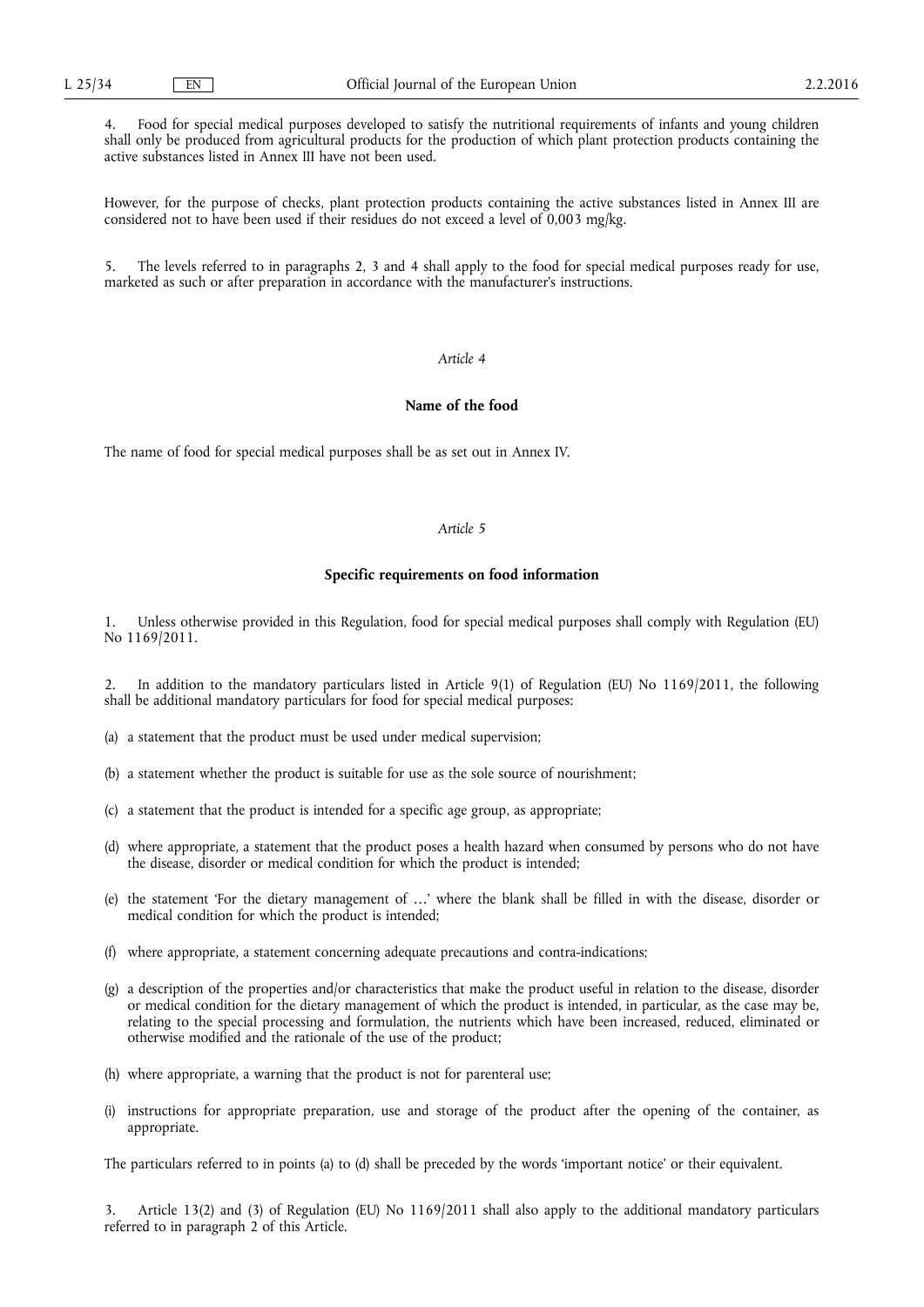4. Food for special medical purposes developed to satisfy the nutritional requirements of infants and young children shall only be produced from agricultural products for the production of which plant protection products containing the active substances listed in Annex III have not been used.

However, for the purpose of checks, plant protection products containing the active substances listed in Annex III are considered not to have been used if their residues do not exceed a level of 0,003 mg/kg.

5. The levels referred to in paragraphs 2, 3 and 4 shall apply to the food for special medical purposes ready for use, marketed as such or after preparation in accordance with the manufacturer's instructions.

*Article 4*

**Name of the food**

The name of food for special medical purposes shall be as set out in Annex IV.

*Article 5*

**Specific requirements on food information**

1. Unless otherwise provided in this Regulation, food for special medical purposes shall comply with Regulation (EU) No 1169/2011.

2. In addition to the mandatory particulars listed in Article 9(1) of Regulation (EU) No 1169/2011, the following shall be additional mandatory particulars for food for special medical purposes:

(a) a statement that the product must be used under medical supervision;

(b) a statement whether the product is suitable for use as the sole source of nourishment;

(c) a statement that the product is intended for a specific age group, as appropriate;

(d) where appropriate, a statement that the product poses a health hazard when consumed by persons who do not have the disease, disorder or medical condition for which the product is intended;

(e) the statement 'For the dietary management of …' where the blank shall be filled in with the disease, disorder or medical condition for which the product is intended;

(f) where appropriate, a statement concerning adequate precautions and contra-indications;

(g) a description of the properties and/or characteristics that make the product useful in relation to the disease, disorder or medical condition for the dietary management of which the product is intended, in particular, as the case may be, relating to the special processing and formulation, the nutrients which have been increased, reduced, eliminated or otherwise modified and the rationale of the use of the product;

(h) where appropriate, a warning that the product is not for parenteral use;

(i) instructions for appropriate preparation, use and storage of the product after the opening of the container, as appropriate.

The particulars referred to in points (a) to (d) shall be preceded by the words 'important notice' or their equivalent.

3. Article 13(2) and (3) of Regulation (EU) No 1169/2011 shall also apply to the additional mandatory particulars referred to in paragraph 2 of this Article.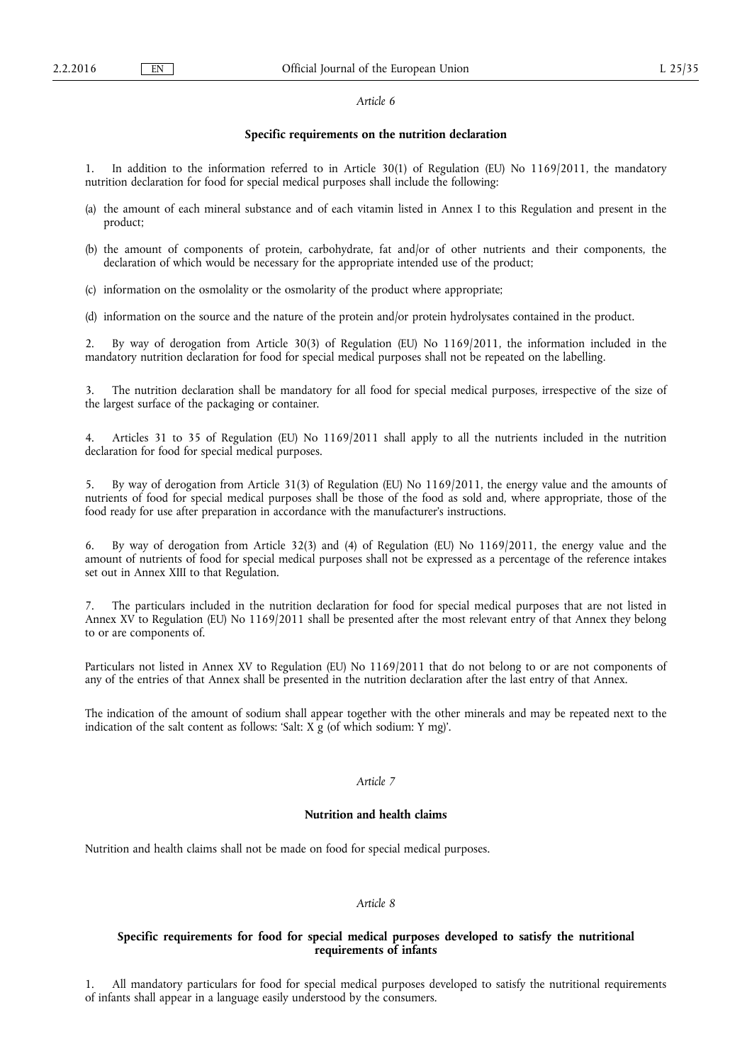*Article 6*

**Specific requirements on the nutrition declaration**

1. In addition to the information referred to in Article 30(1) of Regulation (EU) No 1169/2011, the mandatory nutrition declaration for food for special medical purposes shall include the following:

(a) the amount of each mineral substance and of each vitamin listed in Annex I to this Regulation and present in the product;

(b) the amount of components of protein, carbohydrate, fat and/or of other nutrients and their components, the declaration of which would be necessary for the appropriate intended use of the product;

(c) information on the osmolality or the osmolarity of the product where appropriate;

(d) information on the source and the nature of the protein and/or protein hydrolysates contained in the product.

2. By way of derogation from Article 30(3) of Regulation (EU) No 1169/2011, the information included in the mandatory nutrition declaration for food for special medical purposes shall not be repeated on the labelling.

3. The nutrition declaration shall be mandatory for all food for special medical purposes, irrespective of the size of the largest surface of the packaging or container.

4. Articles 31 to 35 of Regulation (EU) No 1169/2011 shall apply to all the nutrients included in the nutrition declaration for food for special medical purposes.

5. By way of derogation from Article 31(3) of Regulation (EU) No 1169/2011, the energy value and the amounts of nutrients of food for special medical purposes shall be those of the food as sold and, where appropriate, those of the food ready for use after preparation in accordance with the manufacturer's instructions.

6. By way of derogation from Article 32(3) and (4) of Regulation (EU) No 1169/2011, the energy value and the amount of nutrients of food for special medical purposes shall not be expressed as a percentage of the reference intakes set out in Annex XIII to that Regulation.

7. The particulars included in the nutrition declaration for food for special medical purposes that are not listed in Annex XV to Regulation (EU) No 1169/2011 shall be presented after the most relevant entry of that Annex they belong to or are components of.

Particulars not listed in Annex XV to Regulation (EU) No 1169/2011 that do not belong to or are not components of any of the entries of that Annex shall be presented in the nutrition declaration after the last entry of that Annex.

The indication of the amount of sodium shall appear together with the other minerals and may be repeated next to the indication of the salt content as follows: 'Salt: X g (of which sodium: Y mg)'.

*Article 7*

**Nutrition and health claims**

Nutrition and health claims shall not be made on food for special medical purposes.

*Article 8*

**Specific requirements for food for special medical purposes developed to satisfy the nutritional requirements of infants**

1. All mandatory particulars for food for special medical purposes developed to satisfy the nutritional requirements of infants shall appear in a language easily understood by the consumers.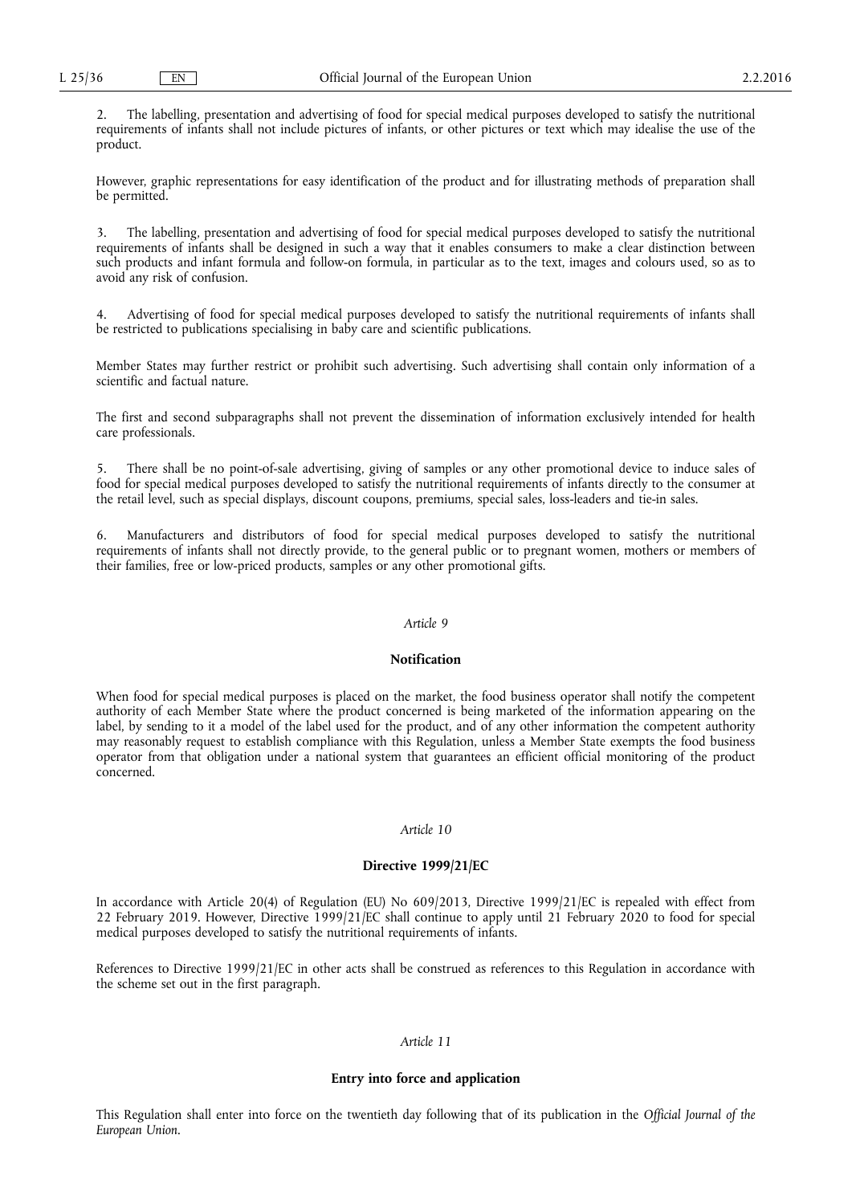2. The labelling, presentation and advertising of food for special medical purposes developed to satisfy the nutritional requirements of infants shall not include pictures of infants, or other pictures or text which may idealise the use of the product.

However, graphic representations for easy identification of the product and for illustrating methods of preparation shall be permitted.

3. The labelling, presentation and advertising of food for special medical purposes developed to satisfy the nutritional requirements of infants shall be designed in such a way that it enables consumers to make a clear distinction between such products and infant formula and follow-on formula, in particular as to the text, images and colours used, so as to avoid any risk of confusion.

4. Advertising of food for special medical purposes developed to satisfy the nutritional requirements of infants shall be restricted to publications specialising in baby care and scientific publications.

Member States may further restrict or prohibit such advertising. Such advertising shall contain only information of a scientific and factual nature.

The first and second subparagraphs shall not prevent the dissemination of information exclusively intended for health care professionals.

5. There shall be no point-of-sale advertising, giving of samples or any other promotional device to induce sales of food for special medical purposes developed to satisfy the nutritional requirements of infants directly to the consumer at the retail level, such as special displays, discount coupons, premiums, special sales, loss-leaders and tie-in sales.

6. Manufacturers and distributors of food for special medical purposes developed to satisfy the nutritional requirements of infants shall not directly provide, to the general public or to pregnant women, mothers or members of their families, free or low-priced products, samples or any other promotional gifts.

*Article 9*

**Notification**

When food for special medical purposes is placed on the market, the food business operator shall notify the competent authority of each Member State where the product concerned is being marketed of the information appearing on the label, by sending to it a model of the label used for the product, and of any other information the competent authority may reasonably request to establish compliance with this Regulation, unless a Member State exempts the food business operator from that obligation under a national system that guarantees an efficient official monitoring of the product concerned.

*Article 10*

**Directive 1999/21/EC**

In accordance with Article 20(4) of Regulation (EU) No 609/2013, Directive 1999/21/EC is repealed with effect from 22 February 2019. However, Directive 1999/21/EC shall continue to apply until 21 February 2020 to food for special medical purposes developed to satisfy the nutritional requirements of infants.

References to Directive 1999/21/EC in other acts shall be construed as references to this Regulation in accordance with the scheme set out in the first paragraph.

*Article 11*

**Entry into force and application**

This Regulation shall enter into force on the twentieth day following that of its publication in the *Official Journal of the European Union*.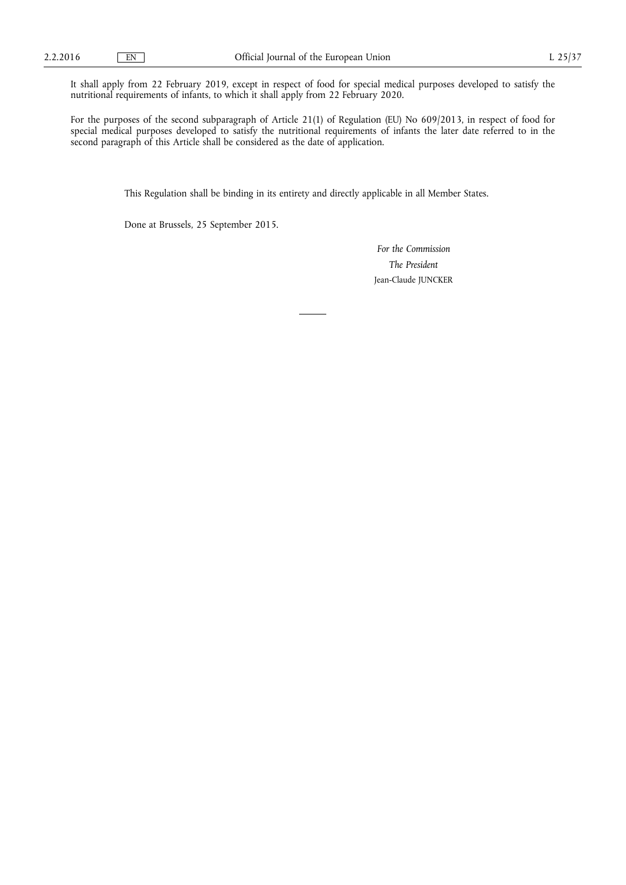It shall apply from 22 February 2019, except in respect of food for special medical purposes developed to satisfy the nutritional requirements of infants, to which it shall apply from 22 February 2020.

For the purposes of the second subparagraph of Article 21(1) of Regulation (EU) No 609/2013, in respect of food for special medical purposes developed to satisfy the nutritional requirements of infants the later date referred to in the second paragraph of this Article shall be considered as the date of application.

This Regulation shall be binding in its entirety and directly applicable in all Member States.

Done at Brussels, 25 September 2015.

*For the Commission*

*The President*

Jean-Claude JUNCKER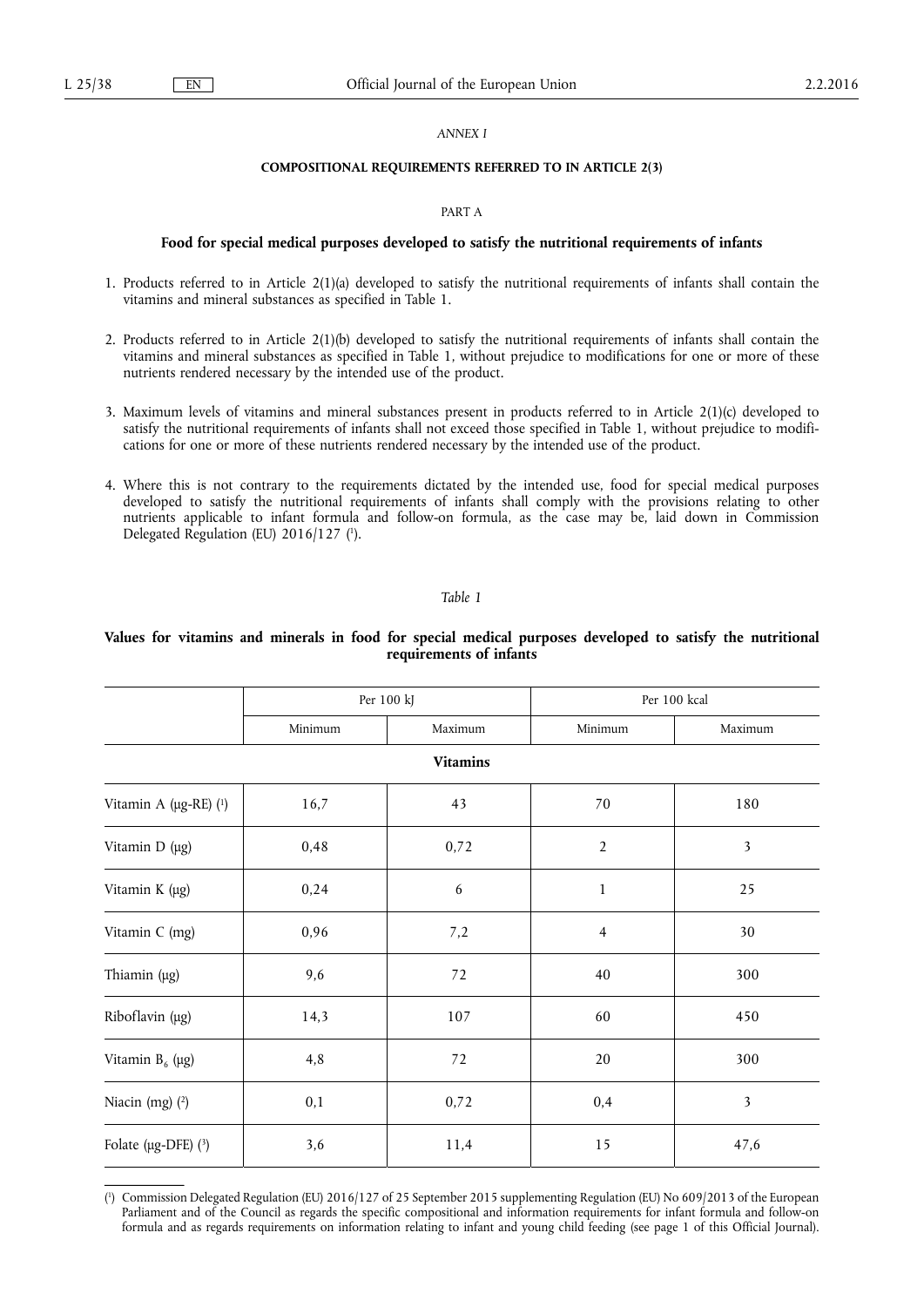*ANNEX I*

**COMPOSITIONAL REQUIREMENTS REFERRED TO IN ARTICLE 2(3)**

PART A

**Food for special medical purposes developed to satisfy the nutritional requirements of infants**

1. Products referred to in Article 2(1)(a) developed to satisfy the nutritional requirements of infants shall contain the vitamins and mineral substances as specified in Table 1.

2. Products referred to in Article 2(1)(b) developed to satisfy the nutritional requirements of infants shall contain the vitamins and mineral substances as specified in Table 1, without prejudice to modifications for one or more of these nutrients rendered necessary by the intended use of the product.

3. Maximum levels of vitamins and mineral substances present in products referred to in Article 2(1)(c) developed to satisfy the nutritional requirements of infants shall not exceed those specified in Table 1, without prejudice to modifications for one or more of these nutrients rendered necessary by the intended use of the product.

4. Where this is not contrary to the requirements dictated by the intended use, food for special medical purposes developed to satisfy the nutritional requirements of infants shall comply with the provisions relating to other nutrients applicable to infant formula and follow-on formula, as the case may be, laid down in Commission Delegated Regulation (EU) 2016/127 [1].

*Table 1*

**Values for vitamins and minerals in food for special medical purposes developed to satisfy the nutritional requirements of infants**

| | Per 100 kJ | | Per 100 kcal | |
|---|---|---|---|---|
| | Minimum | Maximum | Minimum | Maximum |
| **Vitamins** | | | | |
| Vitamin A (μg-RE) [1] | 16,7 | 43 | 70 | 180 |
| Vitamin D (μg) | 0,48 | 0,72 | 2 | 3 |
| Vitamin K (μg) | 0,24 | 6 | 1 | 25 |
| Vitamin C (mg) | 0,96 | 7,2 | 4 | 30 |
| Thiamin (μg) | 9,6 | 72 | 40 | 300 |
| Riboflavin (μg) | 14,3 | 107 | 60 | 450 |
| Vitamin $B_6$ (μg) | 4,8 | 72 | 20 | 300 |
| Niacin (mg) [2] | 0,1 | 0,72 | 0,4 | 3 |
| Folate (μg-DFE) [3] | 3,6 | 11,4 | 15 | 47,6 |

[1] Commission Delegated Regulation (EU) 2016/127 of 25 September 2015 supplementing Regulation (EU) No 609/2013 of the European Parliament and of the Council as regards the specific compositional and information requirements for infant formula and follow-on formula and as regards requirements on information relating to infant and young child feeding (see page 1 of this Official Journal).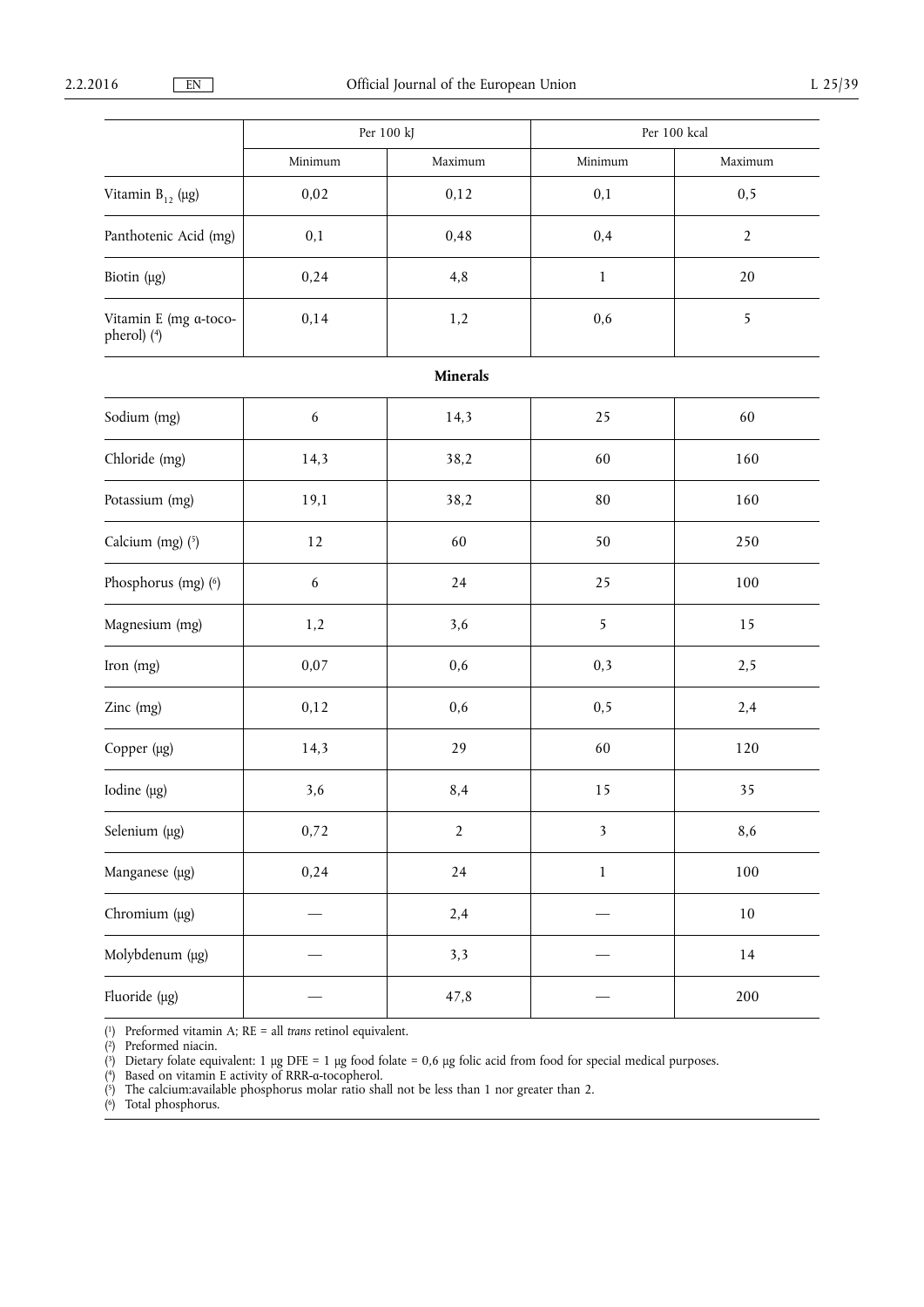| | Per 100 kJ | | Per 100 kcal | |
|---|---|---|---|---|
| | Minimum | Maximum | Minimum | Maximum |
| Vitamin $B_{12}$ (μg) | 0,02 | 0,12 | 0,1 | 0,5 |
| Panthotenic Acid (mg) | 0,1 | 0,48 | 0,4 | 2 |
| Biotin (μg) | 0,24 | 4,8 | 1 | 20 |
| Vitamin E (mg α-tocopherol) [4] | 0,14 | 1,2 | 0,6 | 5 |
| **Minerals** | | | | |
| Sodium (mg) | 6 | 14,3 | 25 | 60 |
| Chloride (mg) | 14,3 | 38,2 | 60 | 160 |
| Potassium (mg) | 19,1 | 38,2 | 80 | 160 |
| Calcium (mg) [5] | 12 | 60 | 50 | 250 |
| Phosphorus (mg) [6] | 6 | 24 | 25 | 100 |
| Magnesium (mg) | 1,2 | 3,6 | 5 | 15 |
| Iron (mg) | 0,07 | 0,6 | 0,3 | 2,5 |
| Zinc (mg) | 0,12 | 0,6 | 0,5 | 2,4 |
| Copper (μg) | 14,3 | 29 | 60 | 120 |
| Iodine (μg) | 3,6 | 8,4 | 15 | 35 |
| Selenium (μg) | 0,72 | 2 | 3 | 8,6 |
| Manganese (μg) | 0,24 | 24 | 1 | 100 |
| Chromium (μg) | — | 2,4 | — | 10 |
| Molybdenum (μg) | — | 3,3 | — | 14 |
| Fluoride (μg) | — | 47,8 | — | 200 |

(1) Preformed vitamin A; RE = all *trans* retinol equivalent.
(2) Preformed niacin.
(3) Dietary folate equivalent: 1 μg DFE = 1 μg food folate = 0,6 μg folic acid from food for special medical purposes.
(4) Based on vitamin E activity of RRR-α-tocopherol.
(5) The calcium:available phosphorus molar ratio shall not be less than 1 nor greater than 2.
(6) Total phosphorus.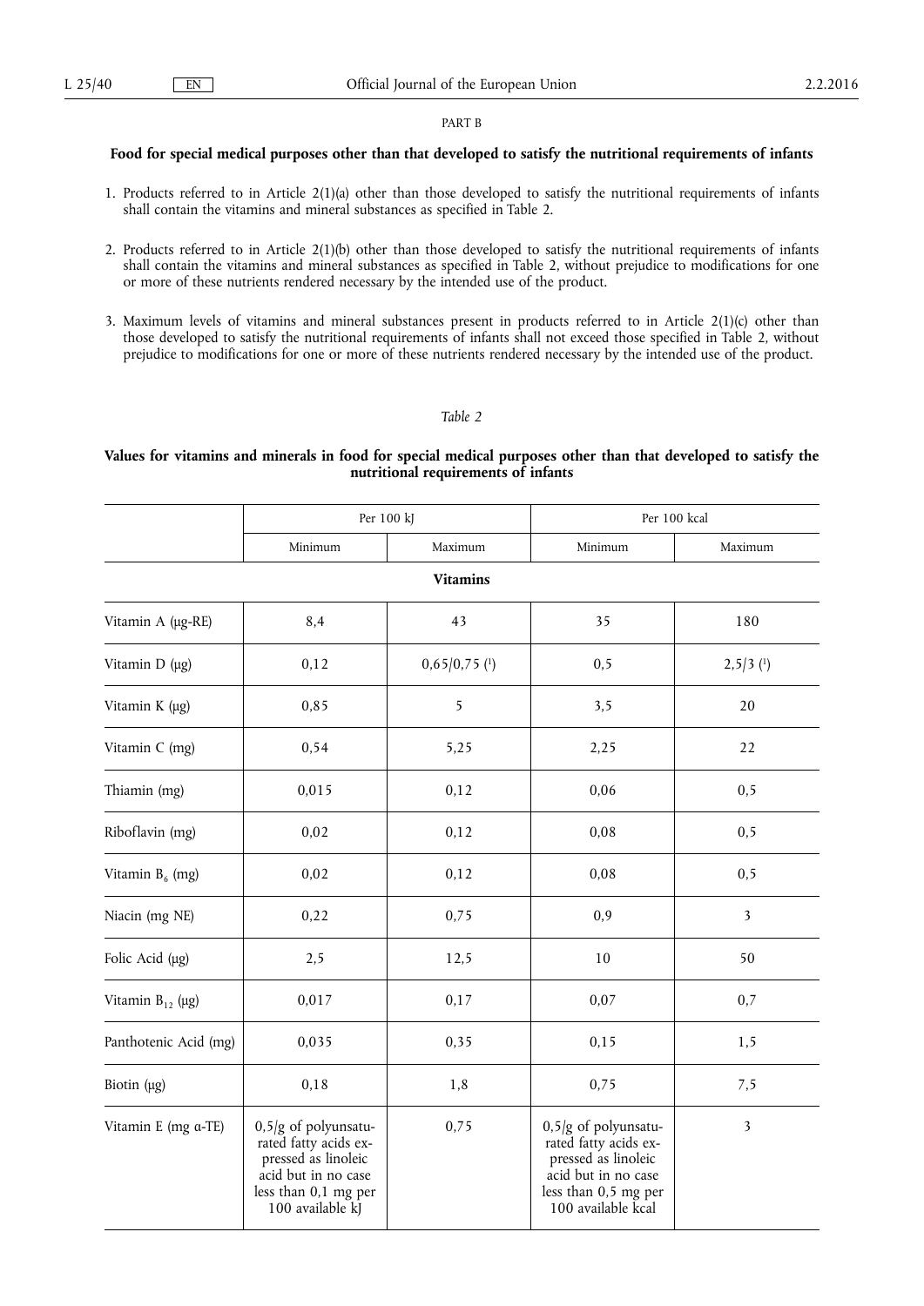PART B

**Food for special medical purposes other than that developed to satisfy the nutritional requirements of infants**

1. Products referred to in Article 2(1)(a) other than those developed to satisfy the nutritional requirements of infants shall contain the vitamins and mineral substances as specified in Table 2.

2. Products referred to in Article 2(1)(b) other than those developed to satisfy the nutritional requirements of infants shall contain the vitamins and mineral substances as specified in Table 2, without prejudice to modifications for one or more of these nutrients rendered necessary by the intended use of the product.

3. Maximum levels of vitamins and mineral substances present in products referred to in Article 2(1)(c) other than those developed to satisfy the nutritional requirements of infants shall not exceed those specified in Table 2, without prejudice to modifications for one or more of these nutrients rendered necessary by the intended use of the product.

*Table 2*

**Values for vitamins and minerals in food for special medical purposes other than that developed to satisfy the nutritional requirements of infants**

| | Per 100 kJ | | Per 100 kcal | |
|---|---|---|---|---|
| | Minimum | Maximum | Minimum | Maximum |
| **Vitamins** | | | | |
| Vitamin A (μg-RE) | 8,4 | 43 | 35 | 180 |
| Vitamin D (μg) | 0,12 | 0,65/0,75 (1) | 0,5 | 2,5/3 (1) |
| Vitamin K (μg) | 0,85 | 5 | 3,5 | 20 |
| Vitamin C (mg) | 0,54 | 5,25 | 2,25 | 22 |
| Thiamin (mg) | 0,015 | 0,12 | 0,06 | 0,5 |
| Riboflavin (mg) | 0,02 | 0,12 | 0,08 | 0,5 |
| Vitamin $B_6$ (mg) | 0,02 | 0,12 | 0,08 | 0,5 |
| Niacin (mg NE) | 0,22 | 0,75 | 0,9 | 3 |
| Folic Acid (μg) | 2,5 | 12,5 | 10 | 50 |
| Vitamin $B_{12}$ (μg) | 0,017 | 0,17 | 0,07 | 0,7 |
| Panthotenic Acid (mg) | 0,035 | 0,35 | 0,15 | 1,5 |
| Biotin (μg) | 0,18 | 1,8 | 0,75 | 7,5 |
| Vitamin E (mg α-TE) | 0,5/g of polyunsaturated fatty acids expressed as linoleic acid but in no case less than 0,1 mg per 100 available kJ | 0,75 | 0,5/g of polyunsaturated fatty acids expressed as linoleic acid but in no case less than 0,5 mg per 100 available kcal | 3 |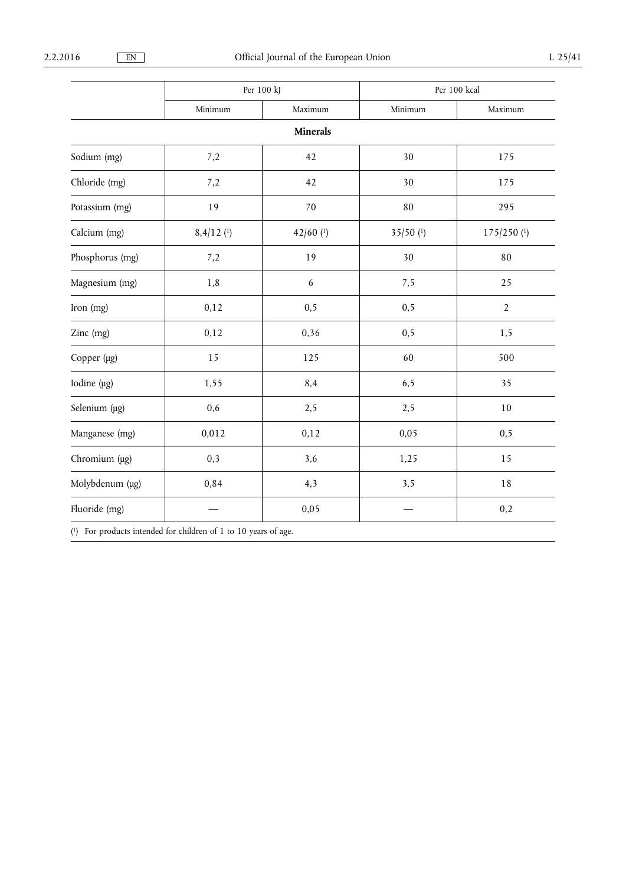| | Per 100 kJ | | Per 100 kcal | |
|---|---|---|---|---|
| | Minimum | Maximum | Minimum | Maximum |
| **Minerals** | | | | |
| Sodium (mg) | 7,2 | 42 | 30 | 175 |
| Chloride (mg) | 7,2 | 42 | 30 | 175 |
| Potassium (mg) | 19 | 70 | 80 | 295 |
| Calcium (mg) | 8,4/12 [1] | 42/60 [1] | 35/50 [1] | 175/250 [1] |
| Phosphorus (mg) | 7,2 | 19 | 30 | 80 |
| Magnesium (mg) | 1,8 | 6 | 7,5 | 25 |
| Iron (mg) | 0,12 | 0,5 | 0,5 | 2 |
| Zinc (mg) | 0,12 | 0,36 | 0,5 | 1,5 |
| Copper (μg) | 15 | 125 | 60 | 500 |
| Iodine (μg) | 1,55 | 8,4 | 6,5 | 35 |
| Selenium (μg) | 0,6 | 2,5 | 2,5 | 10 |
| Manganese (mg) | 0,012 | 0,12 | 0,05 | 0,5 |
| Chromium (μg) | 0,3 | 3,6 | 1,25 | 15 |
| Molybdenum (μg) | 0,84 | 4,3 | 3,5 | 18 |
| Fluoride (mg) | — | 0,05 | — | 0,2 |

[1] For products intended for children of 1 to 10 years of age.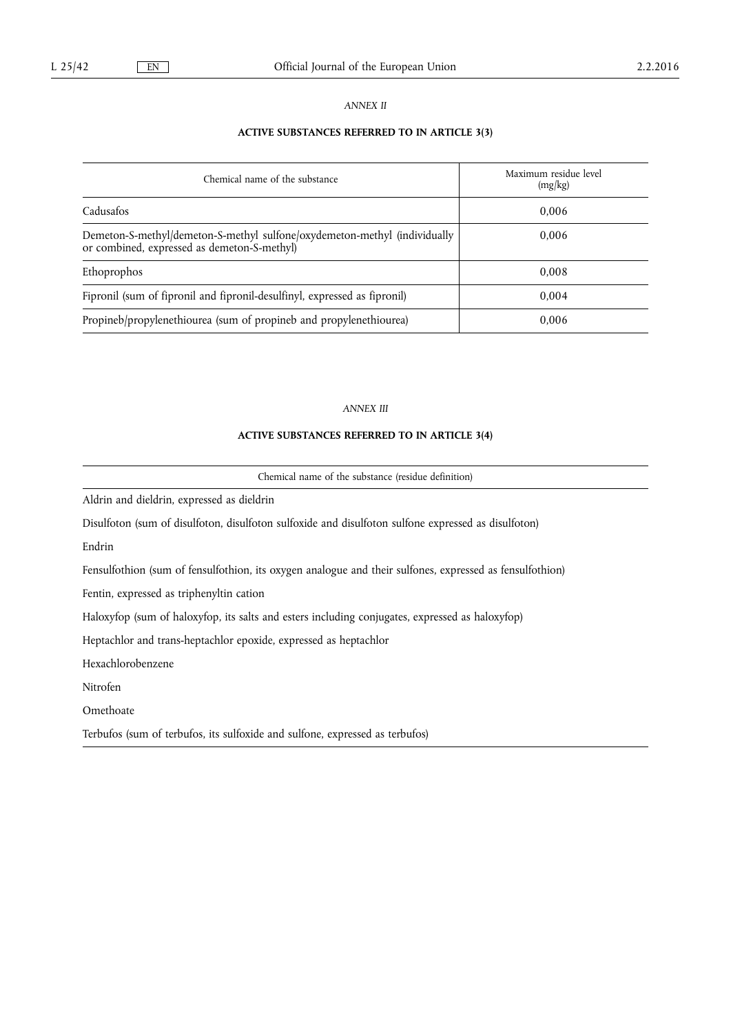*ANNEX II*

**ACTIVE SUBSTANCES REFERRED TO IN ARTICLE 3(3)**

| Chemical name of the substance | Maximum residue level (mg/kg) |
|---|---|
| Cadusafos | 0,006 |
| Demeton-S-methyl/demeton-S-methyl sulfone/oxydemeton-methyl (individually or combined, expressed as demeton-S-methyl) | 0,006 |
| Ethoprophos | 0,008 |
| Fipronil (sum of fipronil and fipronil-desulfinyl, expressed as fipronil) | 0,004 |
| Propineb/propylenethiourea (sum of propineb and propylenethiourea) | 0,006 |

*ANNEX III*

**ACTIVE SUBSTANCES REFERRED TO IN ARTICLE 3(4)**

| Chemical name of the substance (residue definition) |
|---|
| Aldrin and dieldrin, expressed as dieldrin |
| Disulfoton (sum of disulfoton, disulfoton sulfoxide and disulfoton sulfone expressed as disulfoton) |
| Endrin |
| Fensulfothion (sum of fensulfothion, its oxygen analogue and their sulfones, expressed as fensulfothion) |
| Fentin, expressed as triphenyltin cation |
| Haloxyfop (sum of haloxyfop, its salts and esters including conjugates, expressed as haloxyfop) |
| Heptachlor and trans-heptachlor epoxide, expressed as heptachlor |
| Hexachlorobenzene |
| Nitrofen |
| Omethoate |
| Terbufos (sum of terbufos, its sulfoxide and sulfone, expressed as terbufos) |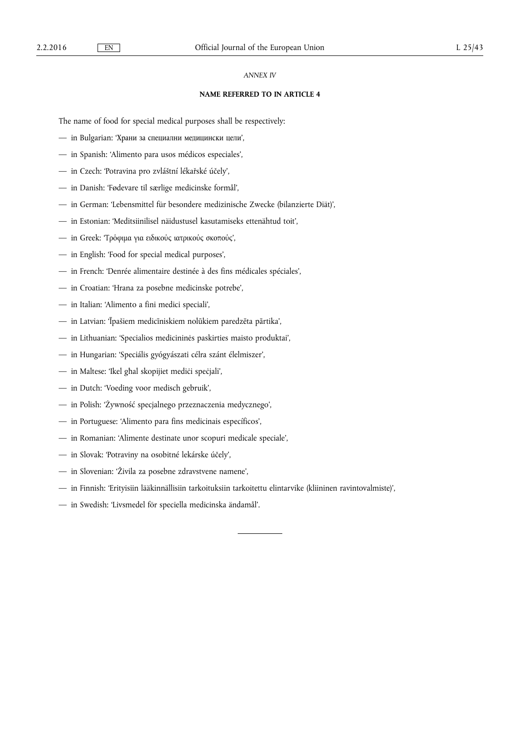*ANNEX IV*

**NAME REFERRED TO IN ARTICLE 4**

The name of food for special medical purposes shall be respectively:

— in Bulgarian: 'Храни за специални медицински цели',

— in Spanish: 'Alimento para usos médicos especiales',

— in Czech: 'Potravina pro zvláštní lékařské účely',

— in Danish: 'Fødevare til særlige medicinske formål',

— in German: 'Lebensmittel für besondere medizinische Zwecke (bilanzierte Diät)',

— in Estonian: 'Meditsiinilisel näidustusel kasutamiseks ettenähtud toit',

— in Greek: 'Τρόφιμα για ειδικούς ιατρικούς σκοπούς',

— in English: 'Food for special medical purposes',

— in French: 'Denrée alimentaire destinée à des fins médicales spéciales',

— in Croatian: 'Hrana za posebne medicinske potrebe',

— in Italian: 'Alimento a fini medici speciali',

— in Latvian: 'Īpašiem medicīniskiem nolūkiem paredzēta pārtika',

— in Lithuanian: 'Specialios medicininės paskirties maisto produktai',

— in Hungarian: 'Speciális gyógyászati célra szánt élelmiszer',

— in Maltese: 'Ikel ghal skopijiet mediċi speċjali',

— in Dutch: 'Voeding voor medisch gebruik',

— in Polish: 'Żywność specjalnego przeznaczenia medycznego',

— in Portuguese: 'Alimento para fins medicinais específicos',

— in Romanian: 'Alimente destinate unor scopuri medicale speciale',

— in Slovak: 'Potraviny na osobitné lekárske účely',

— in Slovenian: 'Živila za posebne zdravstvene namene',

— in Finnish: 'Erityisiin lääkinnällisiin tarkoituksiin tarkoitettu elintarvike (kliininen ravintovalmiste)',

— in Swedish: 'Livsmedel för speciella medicinska ändamål'.